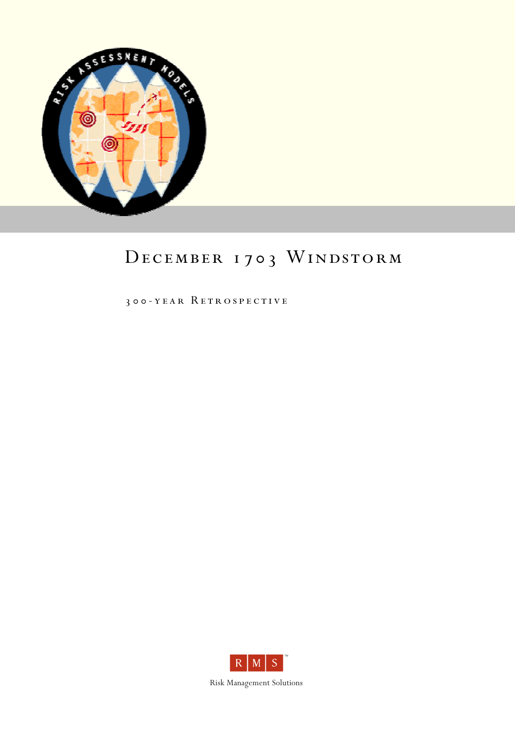# December 1703 Windstorm

## 300-year Retrospective

Risk Management Solutions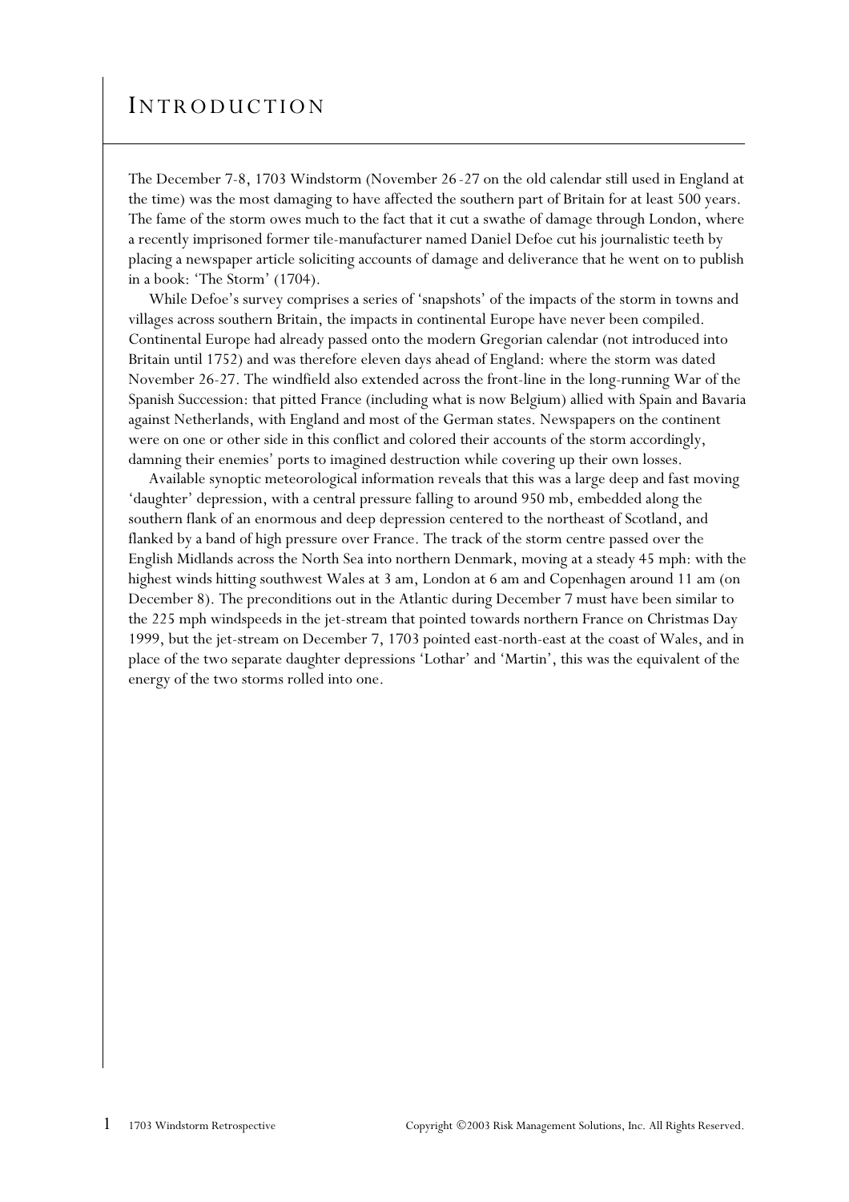# Introduction

The December 7-8, 1703 Windstorm (November 26-27 on the old calendar still used in England at the time) was the most damaging to have affected the southern part of Britain for at least 500 years. The fame of the storm owes much to the fact that it cut a swathe of damage through London, where a recently imprisoned former tile-manufacturer named Daniel Defoe cut his journalistic teeth by placing a newspaper article soliciting accounts of damage and deliverance that he went on to publish in a book: 'The Storm' (1704).

While Defoe's survey comprises a series of 'snapshots' of the impacts of the storm in towns and villages across southern Britain, the impacts in continental Europe have never been compiled. Continental Europe had already passed onto the modern Gregorian calendar (not introduced into Britain until 1752) and was therefore eleven days ahead of England: where the storm was dated November 26-27. The windfield also extended across the front-line in the long-running War of the Spanish Succession: that pitted France (including what is now Belgium) allied with Spain and Bavaria against Netherlands, with England and most of the German states. Newspapers on the continent were on one or other side in this conflict and colored their accounts of the storm accordingly, damning their enemies' ports to imagined destruction while covering up their own losses.

Available synoptic meteorological information reveals that this was a large deep and fast moving 'daughter' depression, with a central pressure falling to around 950 mb, embedded along the southern flank of an enormous and deep depression centered to the northeast of Scotland, and flanked by a band of high pressure over France. The track of the storm centre passed over the English Midlands across the North Sea into northern Denmark, moving at a steady 45 mph: with the highest winds hitting southwest Wales at 3 am, London at 6 am and Copenhagen around 11 am (on December 8). The preconditions out in the Atlantic during December 7 must have been similar to the 225 mph windspeeds in the jet-stream that pointed towards northern France on Christmas Day 1999, but the jet-stream on December 7, 1703 pointed east-north-east at the coast of Wales, and in place of the two separate daughter depressions 'Lothar' and 'Martin', this was the equivalent of the energy of the two storms rolled into one.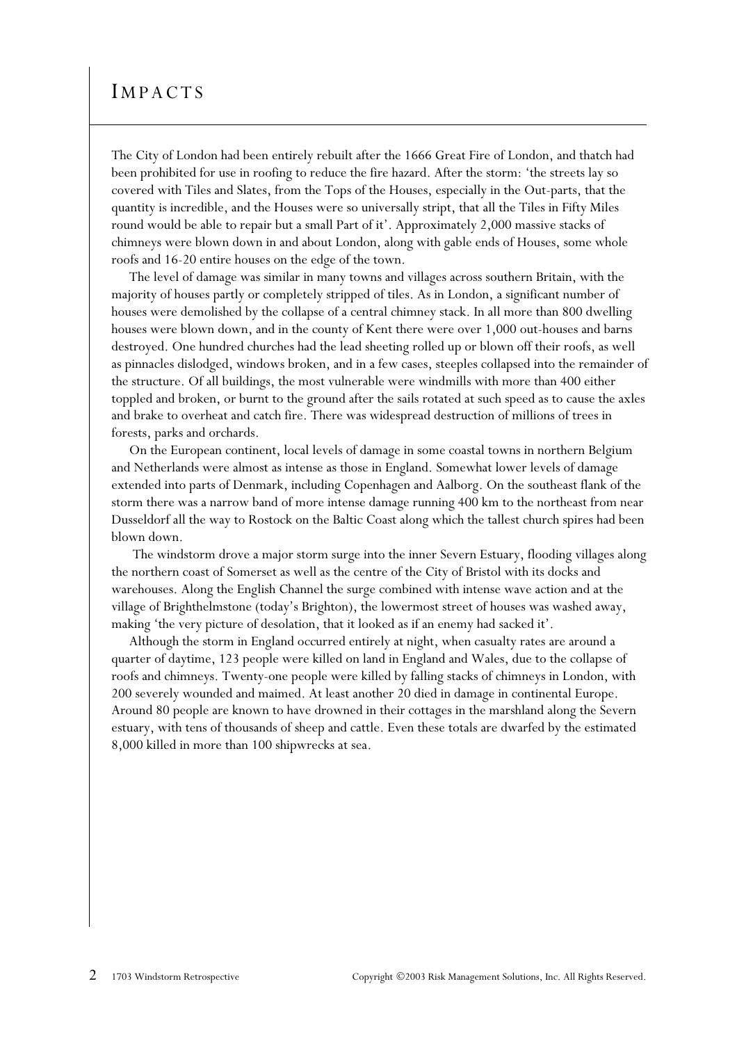# Impacts

The City of London had been entirely rebuilt after the 1666 Great Fire of London, and thatch had been prohibited for use in roofing to reduce the fire hazard. After the storm: 'the streets lay so covered with Tiles and Slates, from the Tops of the Houses, especially in the Out-parts, that the quantity is incredible, and the Houses were so universally stript, that all the Tiles in Fifty Miles round would be able to repair but a small Part of it'. Approximately 2,000 massive stacks of chimneys were blown down in and about London, along with gable ends of Houses, some whole roofs and 16-20 entire houses on the edge of the town.

The level of damage was similar in many towns and villages across southern Britain, with the majority of houses partly or completely stripped of tiles. As in London, a significant number of houses were demolished by the collapse of a central chimney stack. In all more than 800 dwelling houses were blown down, and in the county of Kent there were over 1,000 out-houses and barns destroyed. One hundred churches had the lead sheeting rolled up or blown off their roofs, as well as pinnacles dislodged, windows broken, and in a few cases, steeples collapsed into the remainder of the structure. Of all buildings, the most vulnerable were windmills with more than 400 either toppled and broken, or burnt to the ground after the sails rotated at such speed as to cause the axles and brake to overheat and catch fire. There was widespread destruction of millions of trees in forests, parks and orchards.

On the European continent, local levels of damage in some coastal towns in northern Belgium and Netherlands were almost as intense as those in England. Somewhat lower levels of damage extended into parts of Denmark, including Copenhagen and Aalborg. On the southeast flank of the storm there was a narrow band of more intense damage running 400 km to the northeast from near Dusseldorf all the way to Rostock on the Baltic Coast along which the tallest church spires had been blown down.

The windstorm drove a major storm surge into the inner Severn Estuary, flooding villages along the northern coast of Somerset as well as the centre of the City of Bristol with its docks and warehouses. Along the English Channel the surge combined with intense wave action and at the village of Brighthelmstone (today's Brighton), the lowermost street of houses was washed away, making 'the very picture of desolation, that it looked as if an enemy had sacked it'.

Although the storm in England occurred entirely at night, when casualty rates are around a quarter of daytime, 123 people were killed on land in England and Wales, due to the collapse of roofs and chimneys. Twenty-one people were killed by falling stacks of chimneys in London, with 200 severely wounded and maimed. At least another 20 died in damage in continental Europe. Around 80 people are known to have drowned in their cottages in the marshland along the Severn estuary, with tens of thousands of sheep and cattle. Even these totals are dwarfed by the estimated 8,000 killed in more than 100 shipwrecks at sea.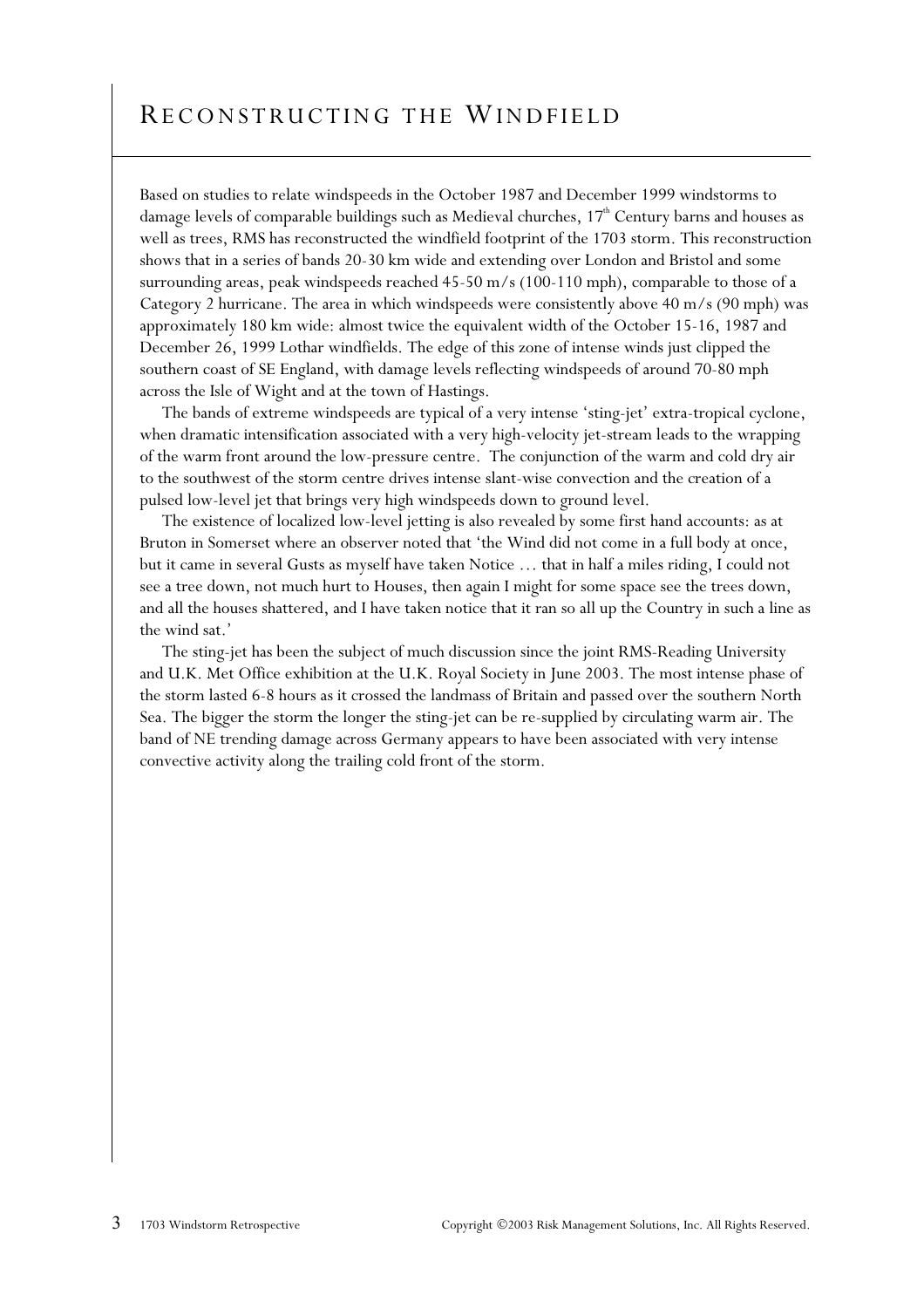## Reconstructing the Windfield

Based on studies to relate windspeeds in the October 1987 and December 1999 windstorms to damage levels of comparable buildings such as Medieval churches, 17th Century barns and houses as well as trees, RMS has reconstructed the windfield footprint of the 1703 storm. This reconstruction shows that in a series of bands 20-30 km wide and extending over London and Bristol and some surrounding areas, peak windspeeds reached 45-50 m/s (100-110 mph), comparable to those of a Category 2 hurricane. The area in which windspeeds were consistently above 40 m/s (90 mph) was approximately 180 km wide: almost twice the equivalent width of the October 15-16, 1987 and December 26, 1999 Lothar windfields. The edge of this zone of intense winds just clipped the southern coast of SE England, with damage levels reflecting windspeeds of around 70-80 mph across the Isle of Wight and at the town of Hastings.

The bands of extreme windspeeds are typical of a very intense 'sting-jet' extra-tropical cyclone, when dramatic intensification associated with a very high-velocity jet-stream leads to the wrapping of the warm front around the low-pressure centre. The conjunction of the warm and cold dry air to the southwest of the storm centre drives intense slant-wise convection and the creation of a pulsed low-level jet that brings very high windspeeds down to ground level.

The existence of localized low-level jetting is also revealed by some first hand accounts: as at Bruton in Somerset where an observer noted that 'the Wind did not come in a full body at once, but it came in several Gusts as myself have taken Notice … that in half a miles riding, I could not see a tree down, not much hurt to Houses, then again I might for some space see the trees down, and all the houses shattered, and I have taken notice that it ran so all up the Country in such a line as the wind sat.'

The sting-jet has been the subject of much discussion since the joint RMS-Reading University and U.K. Met Office exhibition at the U.K. Royal Society in June 2003. The most intense phase of the storm lasted 6-8 hours as it crossed the landmass of Britain and passed over the southern North Sea. The bigger the storm the longer the sting-jet can be re-supplied by circulating warm air. The band of NE trending damage across Germany appears to have been associated with very intense convective activity along the trailing cold front of the storm.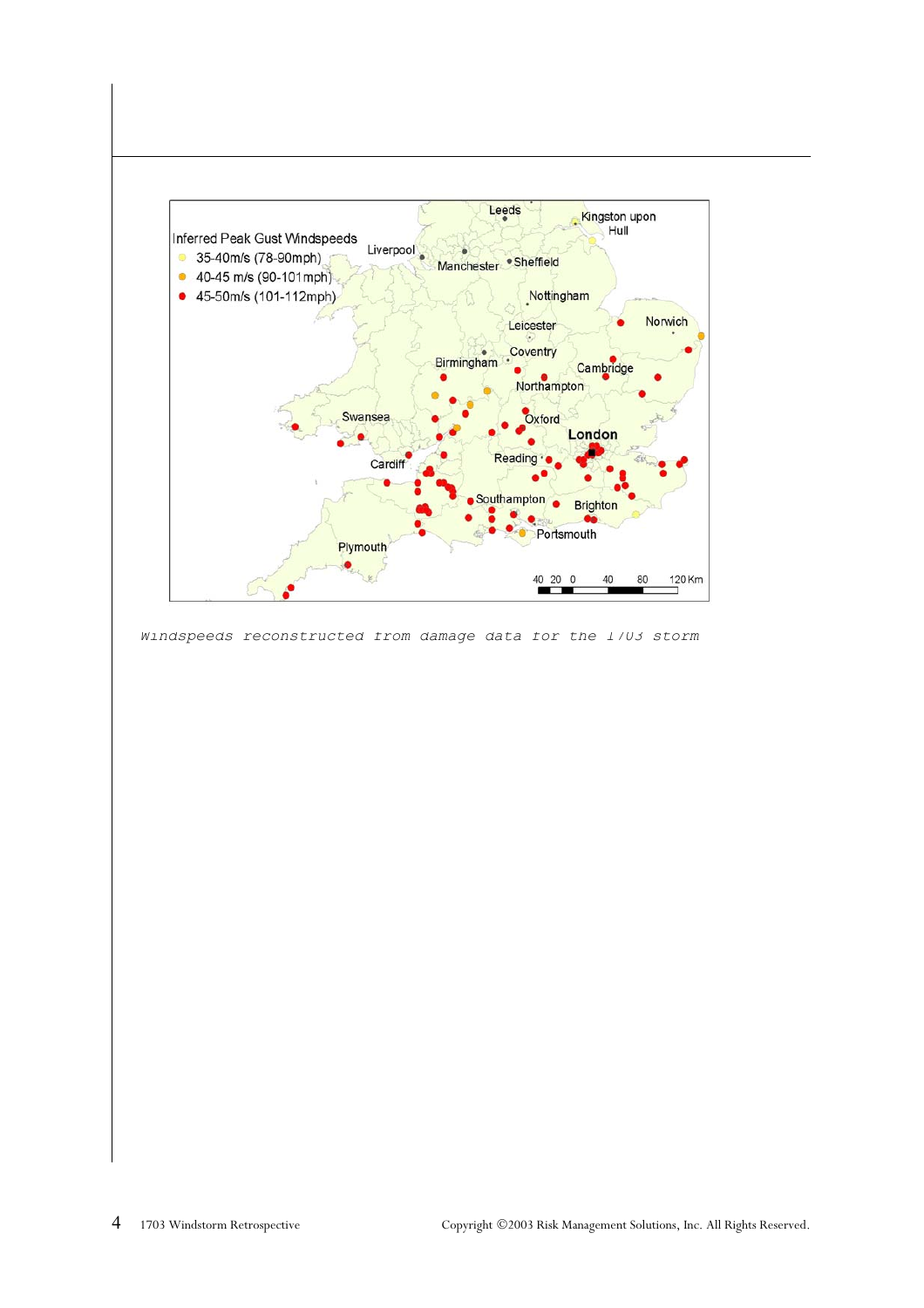Windspeeds reconstructed from damage data for the 1703 storm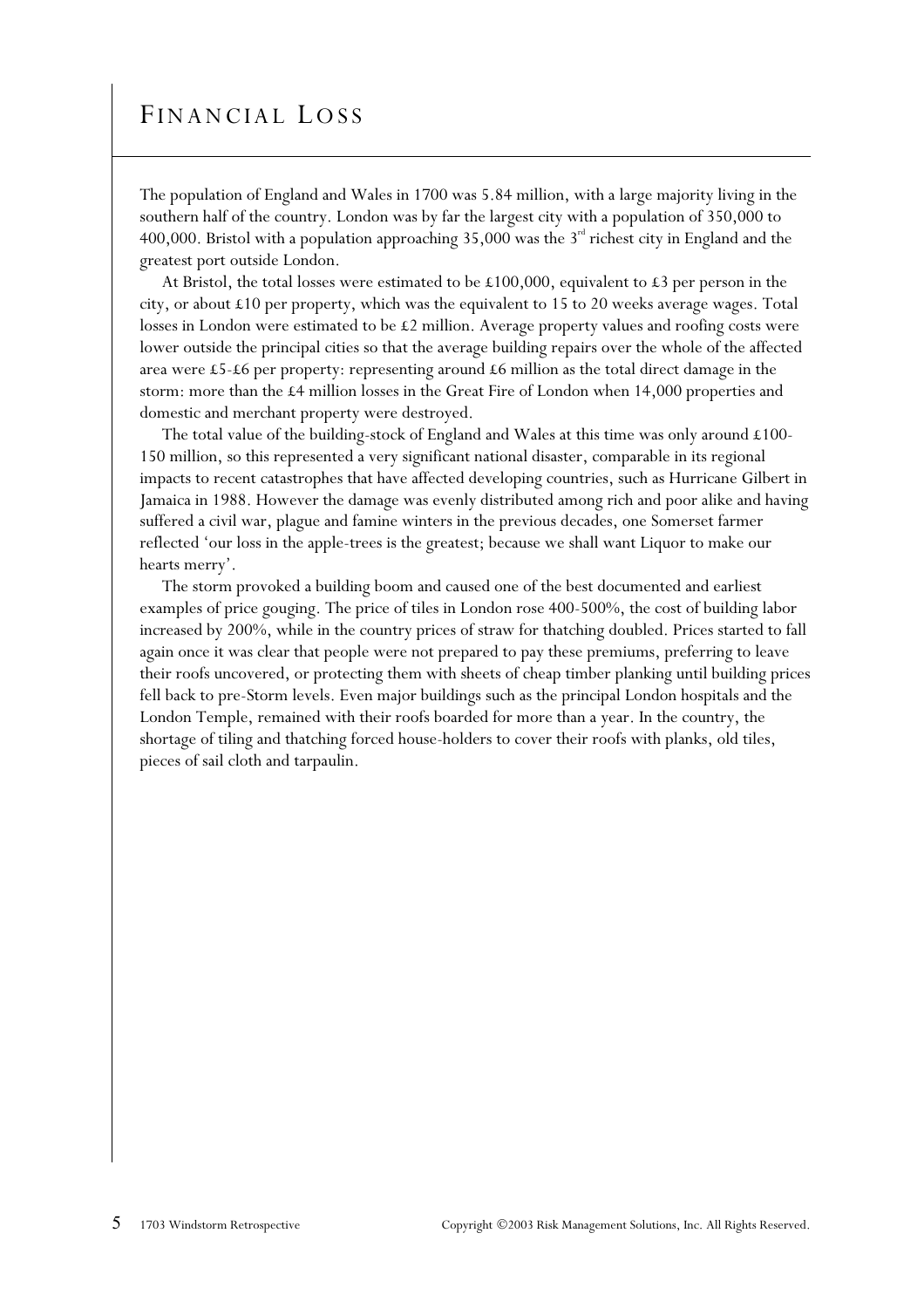# Financial Loss

The population of England and Wales in 1700 was 5.84 million, with a large majority living in the southern half of the country. London was by far the largest city with a population of 350,000 to 400,000. Bristol with a population approaching 35,000 was the 3rd richest city in England and the greatest port outside London.

At Bristol, the total losses were estimated to be £100,000, equivalent to £3 per person in the city, or about £10 per property, which was the equivalent to 15 to 20 weeks average wages. Total losses in London were estimated to be £2 million. Average property values and roofing costs were lower outside the principal cities so that the average building repairs over the whole of the affected area were £5-£6 per property: representing around £6 million as the total direct damage in the storm: more than the £4 million losses in the Great Fire of London when 14,000 properties and domestic and merchant property were destroyed.

The total value of the building-stock of England and Wales at this time was only around £100-150 million, so this represented a very significant national disaster, comparable in its regional impacts to recent catastrophes that have affected developing countries, such as Hurricane Gilbert in Jamaica in 1988. However the damage was evenly distributed among rich and poor alike and having suffered a civil war, plague and famine winters in the previous decades, one Somerset farmer reflected 'our loss in the apple-trees is the greatest; because we shall want Liquor to make our hearts merry'.

The storm provoked a building boom and caused one of the best documented and earliest examples of price gouging. The price of tiles in London rose 400-500%, the cost of building labor increased by 200%, while in the country prices of straw for thatching doubled. Prices started to fall again once it was clear that people were not prepared to pay these premiums, preferring to leave their roofs uncovered, or protecting them with sheets of cheap timber planking until building prices fell back to pre-Storm levels. Even major buildings such as the principal London hospitals and the London Temple, remained with their roofs boarded for more than a year. In the country, the shortage of tiling and thatching forced house-holders to cover their roofs with planks, old tiles, pieces of sail cloth and tarpaulin.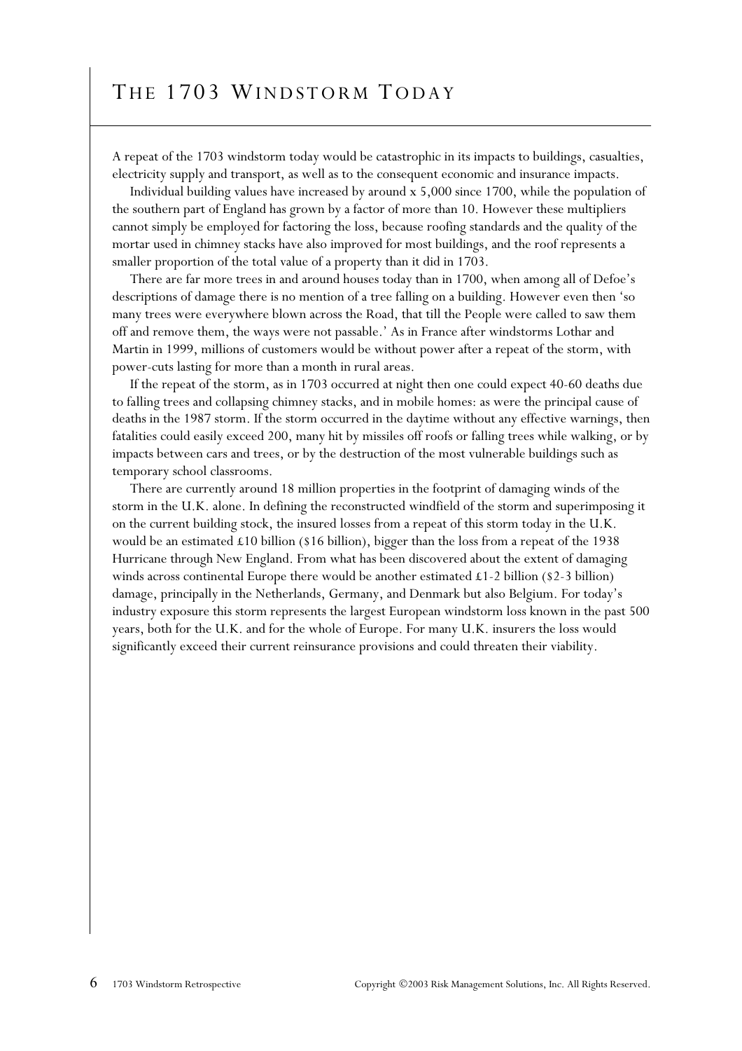# THE 1703 WINDSTORM TODAY

A repeat of the 1703 windstorm today would be catastrophic in its impacts to buildings, casualties, electricity supply and transport, as well as to the consequent economic and insurance impacts.

Individual building values have increased by around x 5,000 since 1700, while the population of the southern part of England has grown by a factor of more than 10. However these multipliers cannot simply be employed for factoring the loss, because roofing standards and the quality of the mortar used in chimney stacks have also improved for most buildings, and the roof represents a smaller proportion of the total value of a property than it did in 1703.

There are far more trees in and around houses today than in 1700, when among all of Defoe's descriptions of damage there is no mention of a tree falling on a building. However even then 'so many trees were everywhere blown across the Road, that till the People were called to saw them off and remove them, the ways were not passable.' As in France after windstorms Lothar and Martin in 1999, millions of customers would be without power after a repeat of the storm, with power-cuts lasting for more than a month in rural areas.

If the repeat of the storm, as in 1703 occurred at night then one could expect 40-60 deaths due to falling trees and collapsing chimney stacks, and in mobile homes: as were the principal cause of deaths in the 1987 storm. If the storm occurred in the daytime without any effective warnings, then fatalities could easily exceed 200, many hit by missiles off roofs or falling trees while walking, or by impacts between cars and trees, or by the destruction of the most vulnerable buildings such as temporary school classrooms.

There are currently around 18 million properties in the footprint of damaging winds of the storm in the U.K. alone. In defining the reconstructed windfield of the storm and superimposing it on the current building stock, the insured losses from a repeat of this storm today in the U.K. would be an estimated £10 billion ($16 billion), bigger than the loss from a repeat of the 1938 Hurricane through New England. From what has been discovered about the extent of damaging winds across continental Europe there would be another estimated £1-2 billion ($2-3 billion) damage, principally in the Netherlands, Germany, and Denmark but also Belgium. For today's industry exposure this storm represents the largest European windstorm loss known in the past 500 years, both for the U.K. and for the whole of Europe. For many U.K. insurers the loss would significantly exceed their current reinsurance provisions and could threaten their viability.